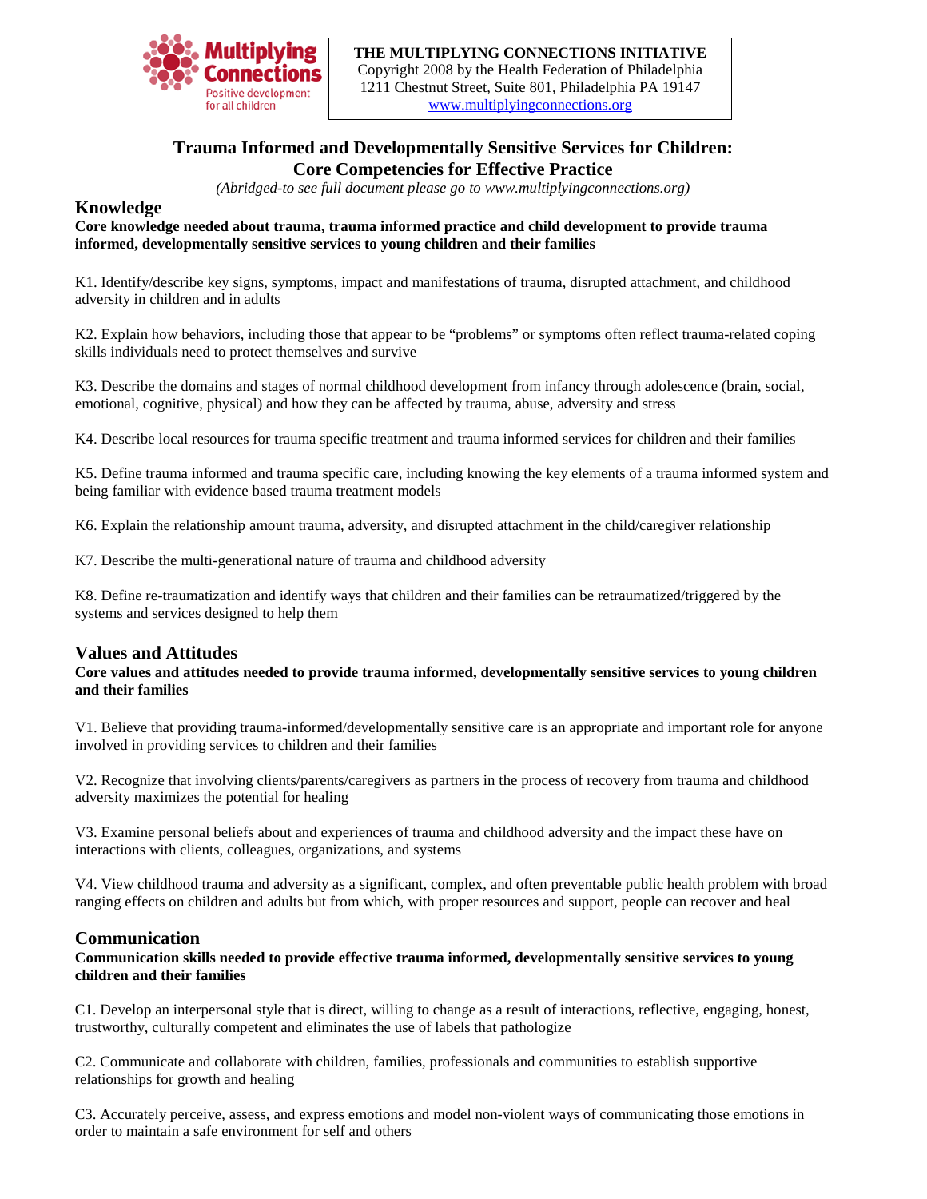**THE MULTIPLYING CONNECTIONS INITIATIVE**
Copyright 2008 by the Health Federation of Philadelphia
1211 Chestnut Street, Suite 801, Philadelphia PA 19147
www.multiplyingconnections.org

# Trauma Informed and Developmentally Sensitive Services for Children: Core Competencies for Effective Practice

*(Abridged-to see full document please go to www.multiplyingconnections.org)*

## Knowledge

**Core knowledge needed about trauma, trauma informed practice and child development to provide trauma informed, developmentally sensitive services to young children and their families**

K1. Identify/describe key signs, symptoms, impact and manifestations of trauma, disrupted attachment, and childhood adversity in children and in adults

K2. Explain how behaviors, including those that appear to be "problems" or symptoms often reflect trauma-related coping skills individuals need to protect themselves and survive

K3. Describe the domains and stages of normal childhood development from infancy through adolescence (brain, social, emotional, cognitive, physical) and how they can be affected by trauma, abuse, adversity and stress

K4. Describe local resources for trauma specific treatment and trauma informed services for children and their families

K5. Define trauma informed and trauma specific care, including knowing the key elements of a trauma informed system and being familiar with evidence based trauma treatment models

K6. Explain the relationship amount trauma, adversity, and disrupted attachment in the child/caregiver relationship

K7. Describe the multi-generational nature of trauma and childhood adversity

K8. Define re-traumatization and identify ways that children and their families can be retraumatized/triggered by the systems and services designed to help them

## Values and Attitudes

**Core values and attitudes needed to provide trauma informed, developmentally sensitive services to young children and their families**

V1. Believe that providing trauma-informed/developmentally sensitive care is an appropriate and important role for anyone involved in providing services to children and their families

V2. Recognize that involving clients/parents/caregivers as partners in the process of recovery from trauma and childhood adversity maximizes the potential for healing

V3. Examine personal beliefs about and experiences of trauma and childhood adversity and the impact these have on interactions with clients, colleagues, organizations, and systems

V4. View childhood trauma and adversity as a significant, complex, and often preventable public health problem with broad ranging effects on children and adults but from which, with proper resources and support, people can recover and heal

## Communication

**Communication skills needed to provide effective trauma informed, developmentally sensitive services to young children and their families**

C1. Develop an interpersonal style that is direct, willing to change as a result of interactions, reflective, engaging, honest, trustworthy, culturally competent and eliminates the use of labels that pathologize

C2. Communicate and collaborate with children, families, professionals and communities to establish supportive relationships for growth and healing

C3. Accurately perceive, assess, and express emotions and model non-violent ways of communicating those emotions in order to maintain a safe environment for self and others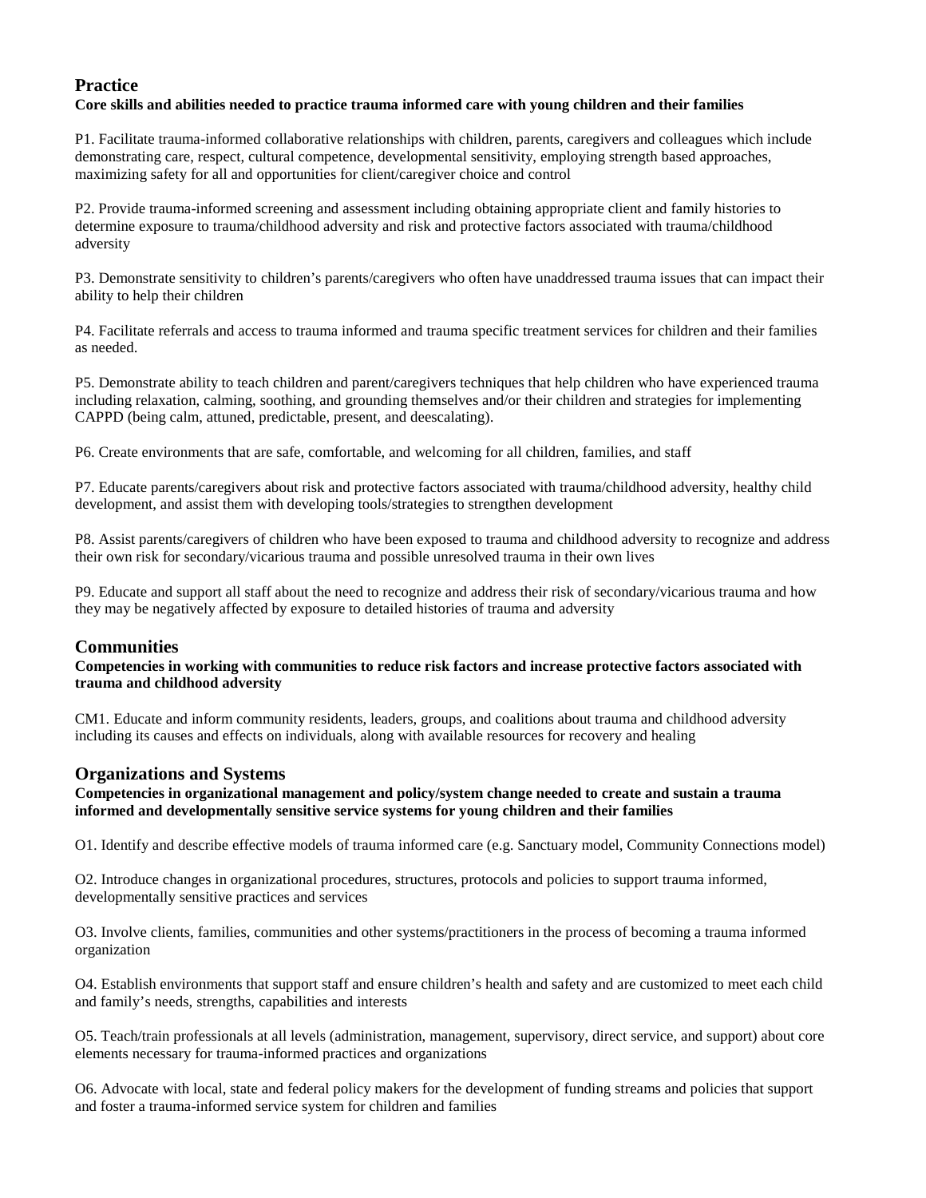## Practice

**Core skills and abilities needed to practice trauma informed care with young children and their families**

P1. Facilitate trauma-informed collaborative relationships with children, parents, caregivers and colleagues which include demonstrating care, respect, cultural competence, developmental sensitivity, employing strength based approaches, maximizing safety for all and opportunities for client/caregiver choice and control

P2. Provide trauma-informed screening and assessment including obtaining appropriate client and family histories to determine exposure to trauma/childhood adversity and risk and protective factors associated with trauma/childhood adversity

P3. Demonstrate sensitivity to children's parents/caregivers who often have unaddressed trauma issues that can impact their ability to help their children

P4. Facilitate referrals and access to trauma informed and trauma specific treatment services for children and their families as needed.

P5. Demonstrate ability to teach children and parent/caregivers techniques that help children who have experienced trauma including relaxation, calming, soothing, and grounding themselves and/or their children and strategies for implementing CAPPD (being calm, attuned, predictable, present, and deescalating).

P6. Create environments that are safe, comfortable, and welcoming for all children, families, and staff

P7. Educate parents/caregivers about risk and protective factors associated with trauma/childhood adversity, healthy child development, and assist them with developing tools/strategies to strengthen development

P8. Assist parents/caregivers of children who have been exposed to trauma and childhood adversity to recognize and address their own risk for secondary/vicarious trauma and possible unresolved trauma in their own lives

P9. Educate and support all staff about the need to recognize and address their risk of secondary/vicarious trauma and how they may be negatively affected by exposure to detailed histories of trauma and adversity

## Communities

**Competencies in working with communities to reduce risk factors and increase protective factors associated with trauma and childhood adversity**

CM1. Educate and inform community residents, leaders, groups, and coalitions about trauma and childhood adversity including its causes and effects on individuals, along with available resources for recovery and healing

## Organizations and Systems

**Competencies in organizational management and policy/system change needed to create and sustain a trauma informed and developmentally sensitive service systems for young children and their families**

O1. Identify and describe effective models of trauma informed care (e.g. Sanctuary model, Community Connections model)

O2. Introduce changes in organizational procedures, structures, protocols and policies to support trauma informed, developmentally sensitive practices and services

O3. Involve clients, families, communities and other systems/practitioners in the process of becoming a trauma informed organization

O4. Establish environments that support staff and ensure children's health and safety and are customized to meet each child and family's needs, strengths, capabilities and interests

O5. Teach/train professionals at all levels (administration, management, supervisory, direct service, and support) about core elements necessary for trauma-informed practices and organizations

O6. Advocate with local, state and federal policy makers for the development of funding streams and policies that support and foster a trauma-informed service system for children and families